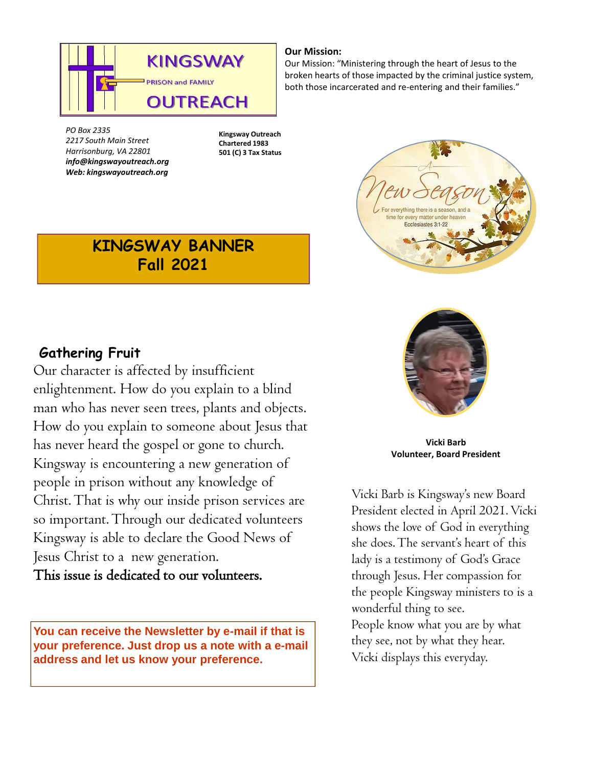KINGSWAY PRISON and FAMILY OUTREACH

**Our Mission:**

Our Mission: "Ministering through the heart of Jesus to the broken hearts of those impacted by the criminal justice system, both those incarcerated and re-entering and their families."

*PO Box 2335*
*2217 South Main Street*
*Harrisonburg, VA 22801*
***info@kingswayoutreach.org***
***Web: kingswayoutreach.org***

**Kingsway Outreach**
**Chartered 1983**
**501 (C) 3 Tax Status**

A New Season

For everything there is a season, and a time for every matter under heaven
Ecclesiastes 3:1-22

# KINGSWAY BANNER
# Fall 2021

## Gathering Fruit

Our character is affected by insufficient enlightenment. How do you explain to a blind man who has never seen trees, plants and objects. How do you explain to someone about Jesus that has never heard the gospel or gone to church. Kingsway is encountering a new generation of people in prison without any knowledge of Christ. That is why our inside prison services are so important. Through our dedicated volunteers Kingsway is able to declare the Good News of Jesus Christ to a new generation.

This issue is dedicated to our volunteers.

**You can receive the Newsletter by e-mail if that is your preference. Just drop us a note with a e-mail address and let us know your preference.**

**Vicki Barb**
**Volunteer, Board President**

Vicki Barb is Kingsway's new Board President elected in April 2021. Vicki shows the love of God in everything she does. The servant's heart of this lady is a testimony of God's Grace through Jesus. Her compassion for the people Kingsway ministers to is a wonderful thing to see.
People know what you are by what they see, not by what they hear.
Vicki displays this everyday.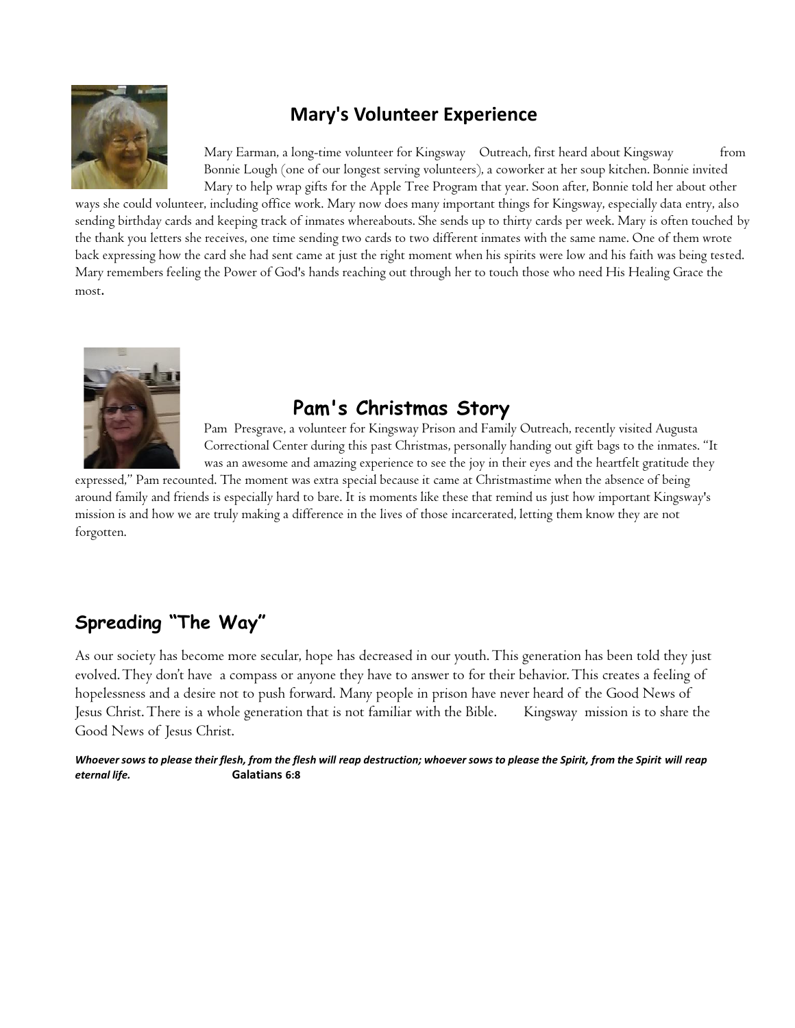## Mary's Volunteer Experience

Mary Earman, a long-time volunteer for Kingsway Outreach, first heard about Kingsway from Bonnie Lough (one of our longest serving volunteers), a coworker at her soup kitchen. Bonnie invited Mary to help wrap gifts for the Apple Tree Program that year. Soon after, Bonnie told her about other ways she could volunteer, including office work. Mary now does many important things for Kingsway, especially data entry, also sending birthday cards and keeping track of inmates whereabouts. She sends up to thirty cards per week. Mary is often touched by the thank you letters she receives, one time sending two cards to two different inmates with the same name. One of them wrote back expressing how the card she had sent came at just the right moment when his spirits were low and his faith was being tested. Mary remembers feeling the Power of God's hands reaching out through her to touch those who need His Healing Grace the most.

## Pam's Christmas Story

Pam Presgrave, a volunteer for Kingsway Prison and Family Outreach, recently visited Augusta Correctional Center during this past Christmas, personally handing out gift bags to the inmates. "It was an awesome and amazing experience to see the joy in their eyes and the heartfelt gratitude they expressed," Pam recounted. The moment was extra special because it came at Christmastime when the absence of being around family and friends is especially hard to bare. It is moments like these that remind us just how important Kingsway's mission is and how we are truly making a difference in the lives of those incarcerated, letting them know they are not forgotten.

## Spreading "The Way"

As our society has become more secular, hope has decreased in our youth. This generation has been told they just evolved. They don't have a compass or anyone they have to answer to for their behavior. This creates a feeling of hopelessness and a desire not to push forward. Many people in prison have never heard of the Good News of Jesus Christ. There is a whole generation that is not familiar with the Bible. Kingsway mission is to share the Good News of Jesus Christ.

***Whoever sows to please their flesh, from the flesh will reap destruction; whoever sows to please the Spirit, from the Spirit will reap eternal life.*** **Galatians 6:8**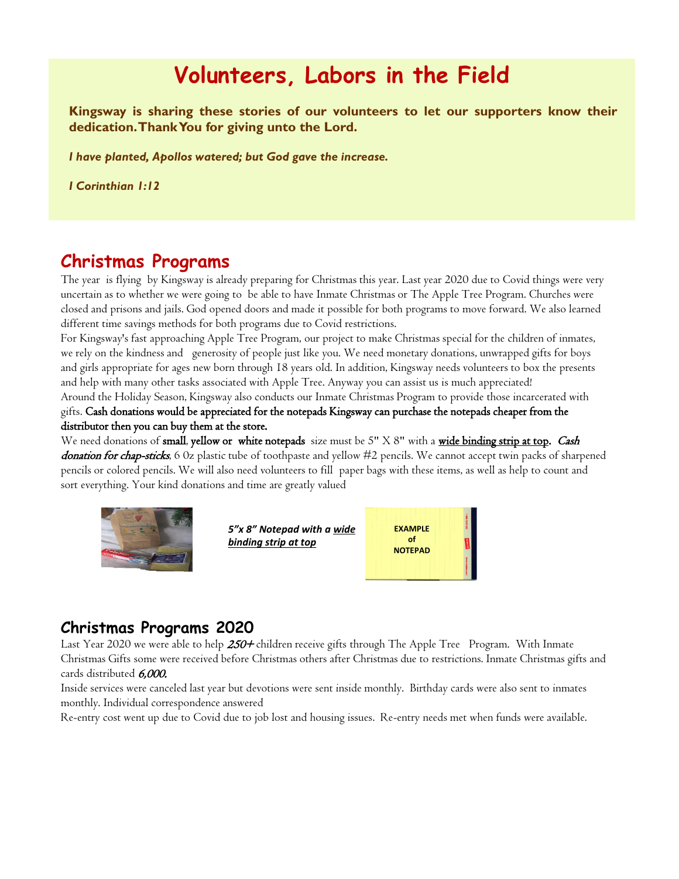# Volunteers, Labors in the Field

**Kingsway is sharing these stories of our volunteers to let our supporters know their dedication. Thank You for giving unto the Lord.**

***I have planted, Apollos watered; but God gave the increase.***

***I Corinthian 1:12***

## Christmas Programs

The year is flying by Kingsway is already preparing for Christmas this year. Last year 2020 due to Covid things were very uncertain as to whether we were going to be able to have Inmate Christmas or The Apple Tree Program. Churches were closed and prisons and jails. God opened doors and made it possible for both programs to move forward. We also learned different time savings methods for both programs due to Covid restrictions.

For Kingsway's fast approaching Apple Tree Program, our project to make Christmas special for the children of inmates, we rely on the kindness and generosity of people just like you. We need monetary donations, unwrapped gifts for boys and girls appropriate for ages new born through 18 years old. In addition, Kingsway needs volunteers to box the presents and help with many other tasks associated with Apple Tree. Anyway you can assist us is much appreciated!

Around the Holiday Season, Kingsway also conducts our Inmate Christmas Program to provide those incarcerated with gifts. **Cash donations would be appreciated for the notepads Kingsway can purchase the notepads cheaper from the distributor then you can buy them at the store.**

We need donations of **small**, **yellow or white notepads** size must be 5" X 8" with a **wide binding strip at top**. ***Cash donation for chap-sticks***, 6 0z plastic tube of toothpaste and yellow #2 pencils. We cannot accept twin packs of sharpened pencils or colored pencils. We will also need volunteers to fill paper bags with these items, as well as help to count and sort everything. Your kind donations and time are greatly valued

***5"x 8" Notepad with a wide binding strip at top***

**EXAMPLE of NOTEPAD**

## Christmas Programs 2020

Last Year 2020 we were able to help ***250+*** children receive gifts through The Apple Tree Program. With Inmate Christmas Gifts some were received before Christmas others after Christmas due to restrictions. Inmate Christmas gifts and cards distributed ***6,000.***

Inside services were canceled last year but devotions were sent inside monthly. Birthday cards were also sent to inmates monthly. Individual correspondence answered

Re-entry cost went up due to Covid due to job lost and housing issues. Re-entry needs met when funds were available.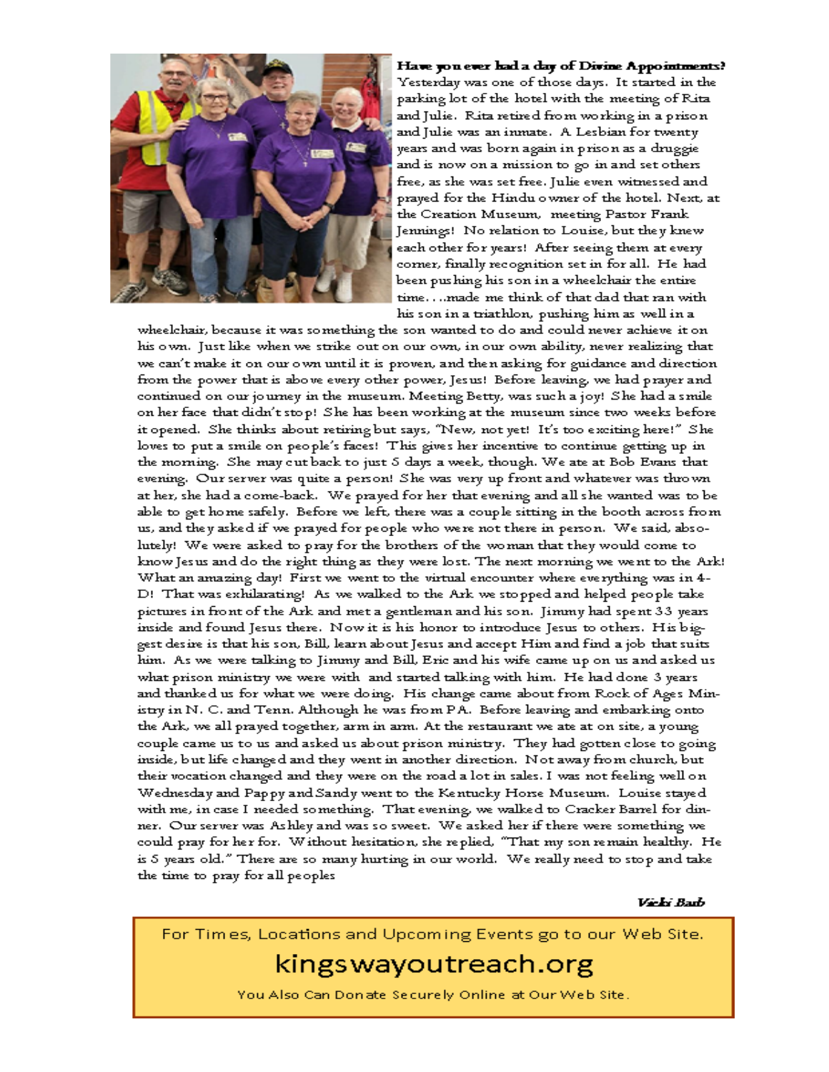**Have you ever had a day of Divine Appointments?**

Yesterday was one of those days. It started in the parking lot of the hotel with the meeting of Rita and Julie. Rita retired from working in a prison and Julie was an inmate. A Lesbian for twenty years and was born again in prison as a druggie and is now on a mission to go in and set others free, as she was set free. Julie even witnessed and prayed for the Hindu owner of the hotel. Next, at the Creation Museum, meeting Pastor Frank Jennings! No relation to Louise, but they knew each other for years! After seeing them at every corner, finally recognition set in for all. He had been pushing his son in a wheelchair the entire time….made me think of that dad that ran with his son in a triathlon, pushing him as well in a wheelchair, because it was something the son wanted to do and could never achieve it on his own. Just like when we strike out on our own, in our own ability, never realizing that we can't make it on our own until it is proven, and then asking for guidance and direction from the power that is above every other power, Jesus! Before leaving, we had prayer and continued on our journey in the museum. Meeting Betty, was such a joy! She had a smile on her face that didn't stop! She has been working at the museum since two weeks before it opened. She thinks about retiring but says, "New, not yet! It's too exciting here!" She loves to put a smile on people's faces! This gives her incentive to continue getting up in the morning. She may cut back to just 5 days a week, though. We ate at Bob Evans that evening. Our server was quite a person! She was very up front and whatever was thrown at her, she had a come-back. We prayed for her that evening and all she wanted was to be able to get home safely. Before we left, there was a couple sitting in the booth across from us, and they asked if we prayed for people who were not there in person. We said, absolutely! We were asked to pray for the brothers of the woman that they would come to know Jesus and do the right thing as they were lost. The next morning we went to the Ark! What an amazing day! First we went to the virtual encounter where everything was in 4-D! That was exhilarating! As we walked to the Ark we stopped and helped people take pictures in front of the Ark and met a gentleman and his son. Jimmy had spent 33 years inside and found Jesus there. Now it is his honor to introduce Jesus to others. His biggest desire is that his son, Bill, learn about Jesus and accept Him and find a job that suits him. As we were talking to Jimmy and Bill, Eric and his wife came up on us and asked us what prison ministry we were with and started talking with him. He had done 3 years and thanked us for what we were doing. His change came about from Rock of Ages Ministry in N. C. and Tenn. Although he was from PA. Before leaving and embarking onto the Ark, we all prayed together, arm in arm. At the restaurant we ate at on site, a young couple came us to us and asked us about prison ministry. They had gotten close to going inside, but life changed and they went in another direction. Not away from church, but their vocation changed and they were on the road a lot in sales. I was not feeling well on Wednesday and Pappy and Sandy went to the Kentucky Horse Museum. Louise stayed with me, in case I needed something. That evening, we walked to Cracker Barrel for dinner. Our server was Ashley and was so sweet. We asked her if there were something we could pray for her for. Without hesitation, she replied, "That my son remain healthy. He is 5 years old." There are so many hurting in our world. We really need to stop and take the time to pray for all peoples

***Vicki Barb***

---

For Times, Locations and Upcoming Events go to our Web Site.

**kingswayoutreach.org**

You Also Can Donate Securely Online at Our Web Site.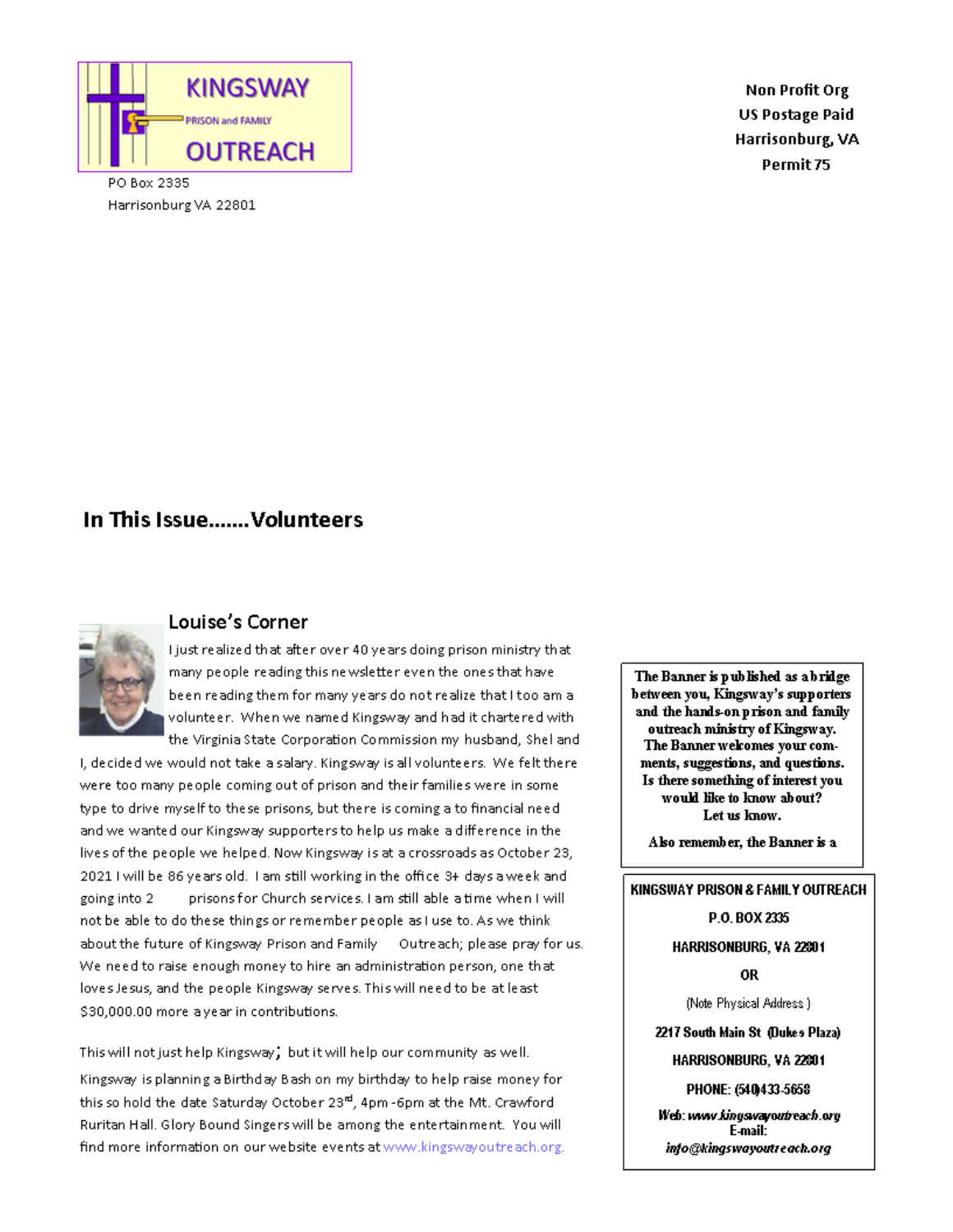KINGSWAY PRISON and FAMILY OUTREACH

PO Box 2335
Harrisonburg VA 22801

Non Profit Org
US Postage Paid
Harrisonburg, VA
Permit 75

## In This Issue.......Volunteers

### Louise's Corner

I just realized that after over 40 years doing prison ministry that many people reading this newsletter even the ones that have been reading them for many years do not realize that I too am a volunteer. When we named Kingsway and had it chartered with the Virginia State Corporation Commission my husband, Shel and I, decided we would not take a salary. Kingsway is all volunteers. We felt there were too many people coming out of prison and their families were in some type to drive myself to these prisons, but there is coming a to financial need and we wanted our Kingsway supporters to help us make a difference in the lives of the people we helped. Now Kingsway is at a crossroads as October 23, 2021 I will be 86 years old. I am still working in the office 3+ days a week and going into 2 prisons for Church services. I am still able a time when I will not be able to do these things or remember people as I use to. As we think about the future of Kingsway Prison and Family Outreach; please pray for us. We need to raise enough money to hire an administration person, one that loves Jesus, and the people Kingsway serves. This will need to be at least $30,000.00 more a year in contributions.

This will not just help Kingsway; but it will help our community as well. Kingsway is planning a Birthday Bash on my birthday to help raise money for this so hold the date Saturday October 23rd, 4pm -6pm at the Mt. Crawford Ruritan Hall. Glory Bound Singers will be among the entertainment. You will find more information on our website events at www.kingswayoutreach.org.

**The Banner is published as a bridge between you, Kingsway's supporters and the hands-on prison and family outreach ministry of Kingsway. The Banner welcomes your comments, suggestions, and questions. Is there something of interest you would like to know about? Let us know.**

**Also remember, the Banner is a**

**KINGSWAY PRISON & FAMILY OUTREACH**

**P.O. BOX 2335**

**HARRISONBURG, VA 22801**

**OR**

(Note Physical Address )

**2217 South Main St (Dukes Plaza)**

**HARRISONBURG, VA 22801**

**PHONE: (540)433-5658**

***Web: www.kingswayoutreach.org***
**E-mail:**
***info@kingswayoutreach.org***